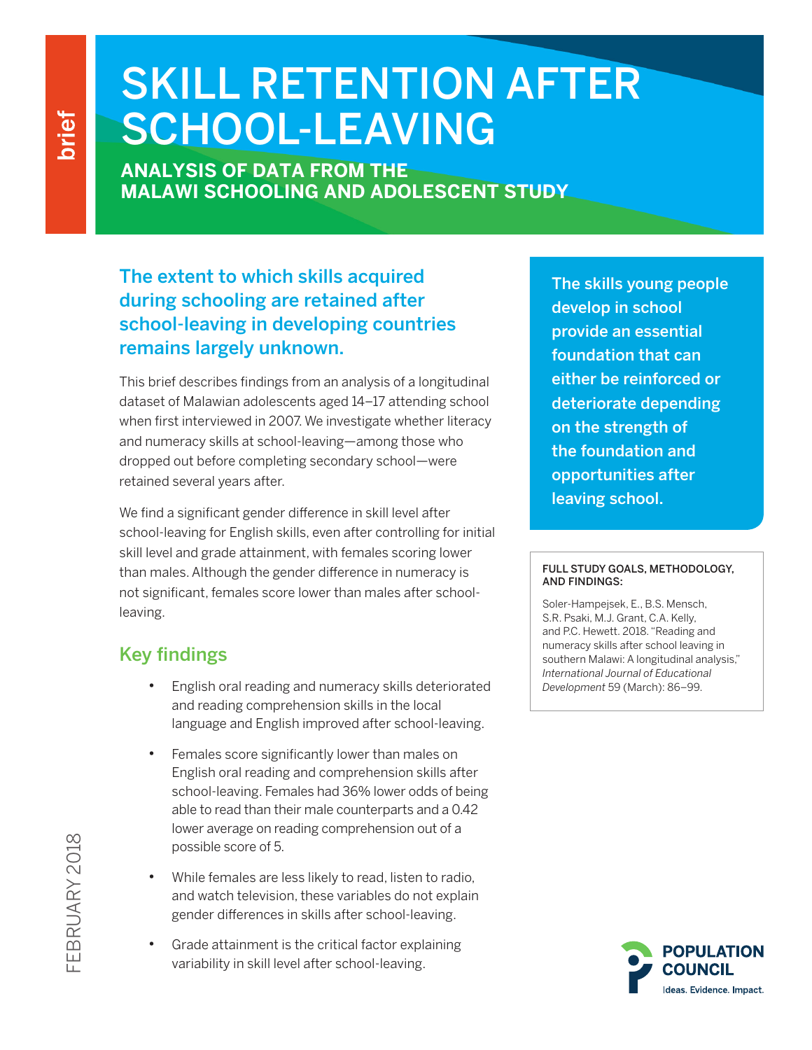brief

# SKILL RETENTION AFTER SCHOOL-LEAVING

## ANALYSIS OF DATA FROM THE MALAWI SCHOOLING AND ADOLESCENT STUDY

### The extent to which skills acquired during schooling are retained after school-leaving in developing countries remains largely unknown.

This brief describes findings from an analysis of a longitudinal dataset of Malawian adolescents aged 14–17 attending school when first interviewed in 2007. We investigate whether literacy and numeracy skills at school-leaving—among those who dropped out before completing secondary school—were retained several years after.

We find a significant gender difference in skill level after school-leaving for English skills, even after controlling for initial skill level and grade attainment, with females scoring lower than males. Although the gender difference in numeracy is not significant, females score lower than males after school-leaving.

## Key findings

- English oral reading and numeracy skills deteriorated and reading comprehension skills in the local language and English improved after school-leaving.
- Females score significantly lower than males on English oral reading and comprehension skills after school-leaving. Females had 36% lower odds of being able to read than their male counterparts and a 0.42 lower average on reading comprehension out of a possible score of 5.
- While females are less likely to read, listen to radio, and watch television, these variables do not explain gender differences in skills after school-leaving.
- Grade attainment is the critical factor explaining variability in skill level after school-leaving.

**The skills young people develop in school provide an essential foundation that can either be reinforced or deteriorate depending on the strength of the foundation and opportunities after leaving school.**

**FULL STUDY GOALS, METHODOLOGY, AND FINDINGS:**

Soler-Hampejsek, E., B.S. Mensch, S.R. Psaki, M.J. Grant, C.A. Kelly, and P.C. Hewett. 2018. "Reading and numeracy skills after school leaving in southern Malawi: A longitudinal analysis," *International Journal of Educational Development* 59 (March): 86–99.

FEBRUARY 2018

POPULATION COUNCIL
Ideas. Evidence. Impact.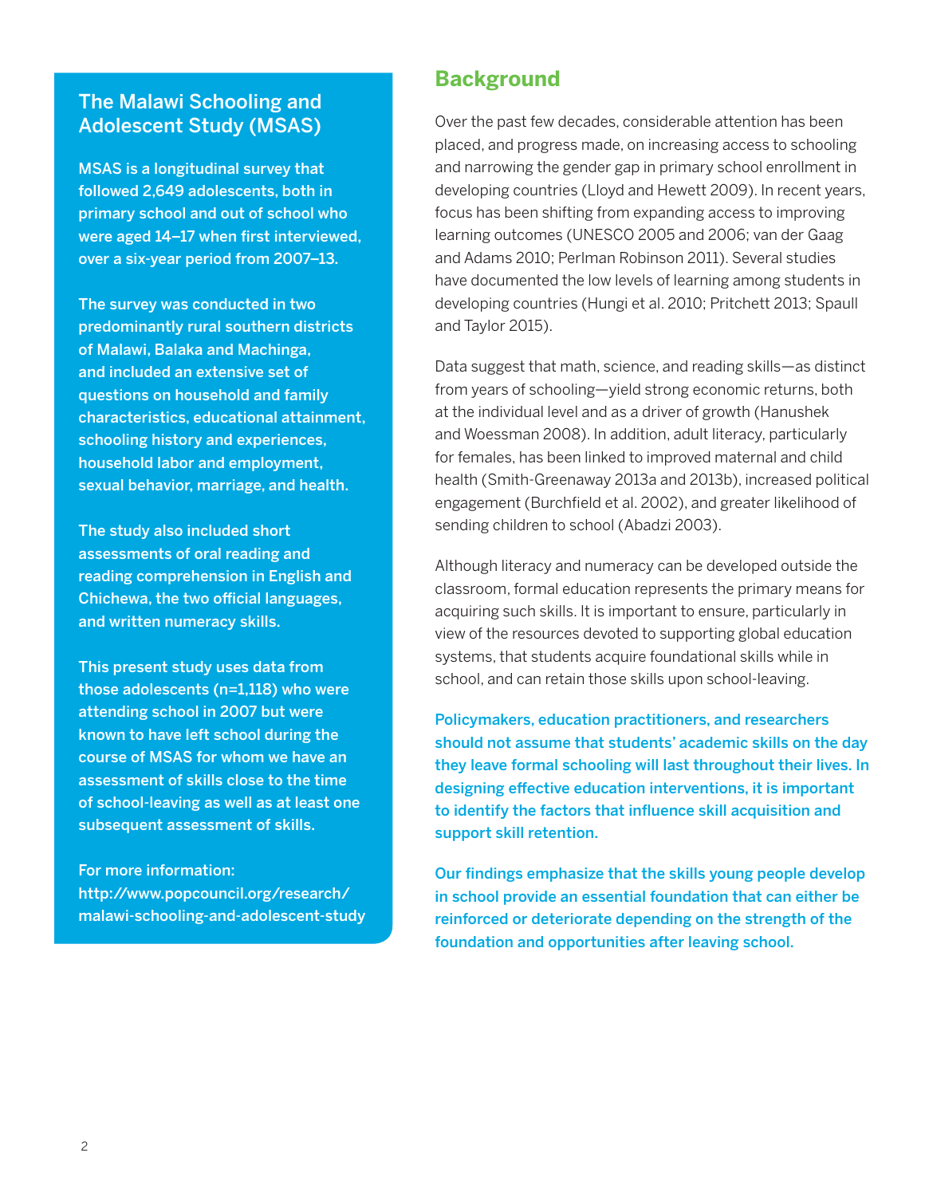## The Malawi Schooling and Adolescent Study (MSAS)

**MSAS is a longitudinal survey that followed 2,649 adolescents, both in primary school and out of school who were aged 14–17 when first interviewed, over a six-year period from 2007–13.**

**The survey was conducted in two predominantly rural southern districts of Malawi, Balaka and Machinga, and included an extensive set of questions on household and family characteristics, educational attainment, schooling history and experiences, household labor and employment, sexual behavior, marriage, and health.**

**The study also included short assessments of oral reading and reading comprehension in English and Chichewa, the two official languages, and written numeracy skills.**

**This present study uses data from those adolescents (n=1,118) who were attending school in 2007 but were known to have left school during the course of MSAS for whom we have an assessment of skills close to the time of school-leaving as well as at least one subsequent assessment of skills.**

**For more information: http://www.popcouncil.org/research/malawi-schooling-and-adolescent-study**

## Background

Over the past few decades, considerable attention has been placed, and progress made, on increasing access to schooling and narrowing the gender gap in primary school enrollment in developing countries (Lloyd and Hewett 2009). In recent years, focus has been shifting from expanding access to improving learning outcomes (UNESCO 2005 and 2006; van der Gaag and Adams 2010; Perlman Robinson 2011). Several studies have documented the low levels of learning among students in developing countries (Hungi et al. 2010; Pritchett 2013; Spaull and Taylor 2015).

Data suggest that math, science, and reading skills—as distinct from years of schooling—yield strong economic returns, both at the individual level and as a driver of growth (Hanushek and Woessman 2008). In addition, adult literacy, particularly for females, has been linked to improved maternal and child health (Smith-Greenaway 2013a and 2013b), increased political engagement (Burchfield et al. 2002), and greater likelihood of sending children to school (Abadzi 2003).

Although literacy and numeracy can be developed outside the classroom, formal education represents the primary means for acquiring such skills. It is important to ensure, particularly in view of the resources devoted to supporting global education systems, that students acquire foundational skills while in school, and can retain those skills upon school-leaving.

**Policymakers, education practitioners, and researchers should not assume that students' academic skills on the day they leave formal schooling will last throughout their lives. In designing effective education interventions, it is important to identify the factors that influence skill acquisition and support skill retention.**

**Our findings emphasize that the skills young people develop in school provide an essential foundation that can either be reinforced or deteriorate depending on the strength of the foundation and opportunities after leaving school.**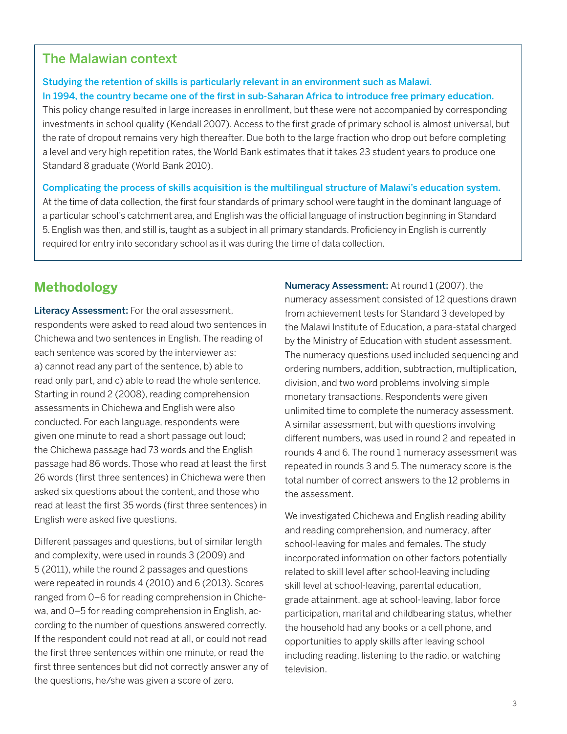## The Malawian context

**Studying the retention of skills is particularly relevant in an environment such as Malawi. In 1994, the country became one of the first in sub-Saharan Africa to introduce free primary education.** This policy change resulted in large increases in enrollment, but these were not accompanied by corresponding investments in school quality (Kendall 2007). Access to the first grade of primary school is almost universal, but the rate of dropout remains very high thereafter. Due both to the large fraction who drop out before completing a level and very high repetition rates, the World Bank estimates that it takes 23 student years to produce one Standard 8 graduate (World Bank 2010).

**Complicating the process of skills acquisition is the multilingual structure of Malawi's education system.** At the time of data collection, the first four standards of primary school were taught in the dominant language of a particular school's catchment area, and English was the official language of instruction beginning in Standard 5. English was then, and still is, taught as a subject in all primary standards. Proficiency in English is currently required for entry into secondary school as it was during the time of data collection.

## Methodology

**Literacy Assessment:** For the oral assessment, respondents were asked to read aloud two sentences in Chichewa and two sentences in English. The reading of each sentence was scored by the interviewer as: a) cannot read any part of the sentence, b) able to read only part, and c) able to read the whole sentence. Starting in round 2 (2008), reading comprehension assessments in Chichewa and English were also conducted. For each language, respondents were given one minute to read a short passage out loud; the Chichewa passage had 73 words and the English passage had 86 words. Those who read at least the first 26 words (first three sentences) in Chichewa were then asked six questions about the content, and those who read at least the first 35 words (first three sentences) in English were asked five questions.

Different passages and questions, but of similar length and complexity, were used in rounds 3 (2009) and 5 (2011), while the round 2 passages and questions were repeated in rounds 4 (2010) and 6 (2013). Scores ranged from 0–6 for reading comprehension in Chichewa, and 0–5 for reading comprehension in English, according to the number of questions answered correctly. If the respondent could not read at all, or could not read the first three sentences within one minute, or read the first three sentences but did not correctly answer any of the questions, he/she was given a score of zero.

**Numeracy Assessment:** At round 1 (2007), the numeracy assessment consisted of 12 questions drawn from achievement tests for Standard 3 developed by the Malawi Institute of Education, a para-statal charged by the Ministry of Education with student assessment. The numeracy questions used included sequencing and ordering numbers, addition, subtraction, multiplication, division, and two word problems involving simple monetary transactions. Respondents were given unlimited time to complete the numeracy assessment. A similar assessment, but with questions involving different numbers, was used in round 2 and repeated in rounds 4 and 6. The round 1 numeracy assessment was repeated in rounds 3 and 5. The numeracy score is the total number of correct answers to the 12 problems in the assessment.

We investigated Chichewa and English reading ability and reading comprehension, and numeracy, after school-leaving for males and females. The study incorporated information on other factors potentially related to skill level after school-leaving including skill level at school-leaving, parental education, grade attainment, age at school-leaving, labor force participation, marital and childbearing status, whether the household had any books or a cell phone, and opportunities to apply skills after leaving school including reading, listening to the radio, or watching television.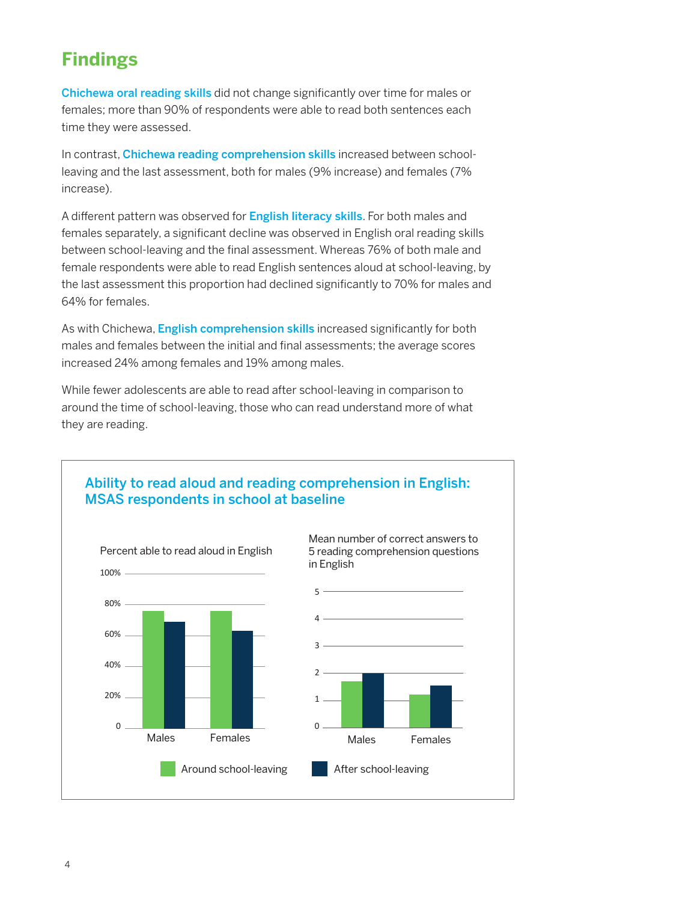## Findings

Chichewa oral reading skills did not change significantly over time for males or females; more than 90% of respondents were able to read both sentences each time they were assessed.

In contrast, Chichewa reading comprehension skills increased between school-leaving and the last assessment, both for males (9% increase) and females (7% increase).

A different pattern was observed for English literacy skills. For both males and females separately, a significant decline was observed in English oral reading skills between school-leaving and the final assessment. Whereas 76% of both male and female respondents were able to read English sentences aloud at school-leaving, by the last assessment this proportion had declined significantly to 70% for males and 64% for females.

As with Chichewa, English comprehension skills increased significantly for both males and females between the initial and final assessments; the average scores increased 24% among females and 19% among males.

While fewer adolescents are able to read after school-leaving in comparison to around the time of school-leaving, those who can read understand more of what they are reading.

### Ability to read aloud and reading comprehension in English: MSAS respondents in school at baseline

Percent able to read aloud in English

100%
80%
60%
40%
20%
0

Males
Females

Mean number of correct answers to 5 reading comprehension questions in English

5
4
3
2
1
0

Males
Females

Around school-leaving
After school-leaving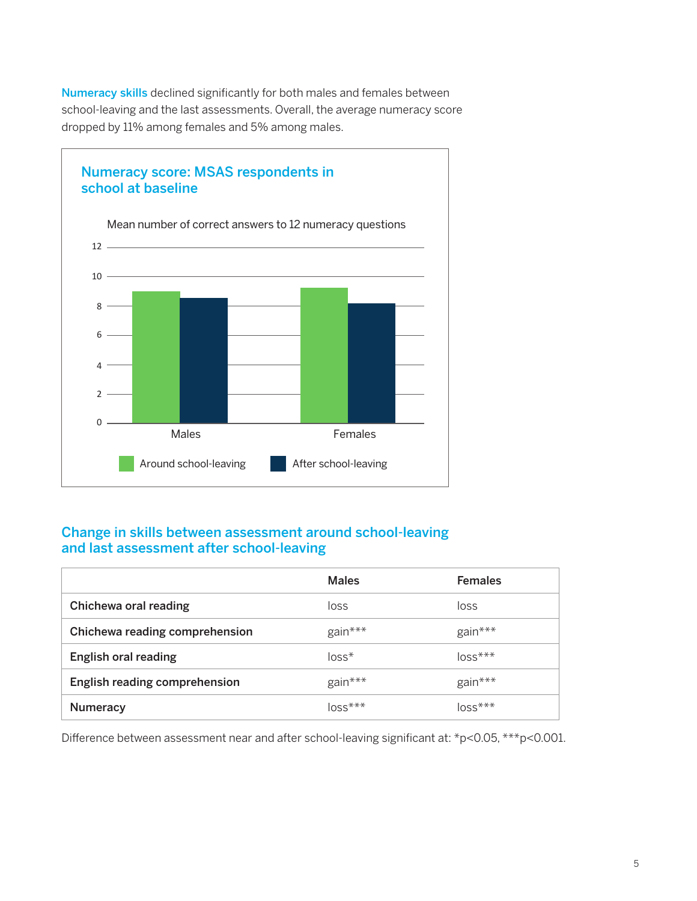**Numeracy skills** declined significantly for both males and females between school-leaving and the last assessments. Overall, the average numeracy score dropped by 11% among females and 5% among males.

### Numeracy score: MSAS respondents in school at baseline

Mean number of correct answers to 12 numeracy questions

12
10
8
6
4
2
0

Males
Females

Around school-leaving
After school-leaving

## Change in skills between assessment around school-leaving and last assessment after school-leaving

| | Males | Females |
|---|---|---|
| **Chichewa oral reading** | loss | loss |
| **Chichewa reading comprehension** | gain*** | gain*** |
| **English oral reading** | loss* | loss*** |
| **English reading comprehension** | gain*** | gain*** |
| **Numeracy** | loss*** | loss*** |

Difference between assessment near and after school-leaving significant at: $*p<0.05$, $***p<0.001$.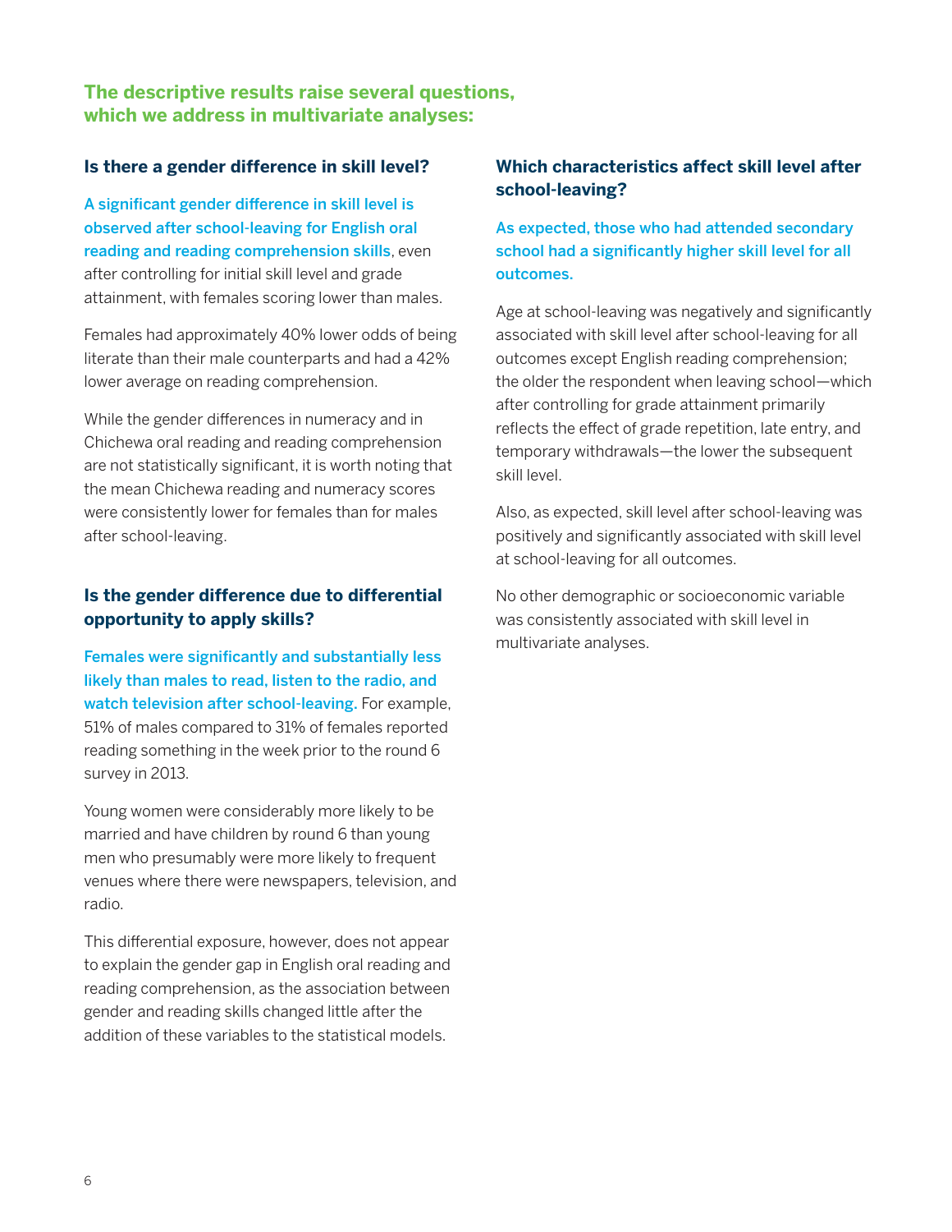## The descriptive results raise several questions, which we address in multivariate analyses:

### Is there a gender difference in skill level?

**A significant gender difference in skill level is observed after school-leaving for English oral reading and reading comprehension skills**, even after controlling for initial skill level and grade attainment, with females scoring lower than males.

Females had approximately 40% lower odds of being literate than their male counterparts and had a 42% lower average on reading comprehension.

While the gender differences in numeracy and in Chichewa oral reading and reading comprehension are not statistically significant, it is worth noting that the mean Chichewa reading and numeracy scores were consistently lower for females than for males after school-leaving.

### Is the gender difference due to differential opportunity to apply skills?

**Females were significantly and substantially less likely than males to read, listen to the radio, and watch television after school-leaving.** For example, 51% of males compared to 31% of females reported reading something in the week prior to the round 6 survey in 2013.

Young women were considerably more likely to be married and have children by round 6 than young men who presumably were more likely to frequent venues where there were newspapers, television, and radio.

This differential exposure, however, does not appear to explain the gender gap in English oral reading and reading comprehension, as the association between gender and reading skills changed little after the addition of these variables to the statistical models.

### Which characteristics affect skill level after school-leaving?

**As expected, those who had attended secondary school had a significantly higher skill level for all outcomes.**

Age at school-leaving was negatively and significantly associated with skill level after school-leaving for all outcomes except English reading comprehension; the older the respondent when leaving school—which after controlling for grade attainment primarily reflects the effect of grade repetition, late entry, and temporary withdrawals—the lower the subsequent skill level.

Also, as expected, skill level after school-leaving was positively and significantly associated with skill level at school-leaving for all outcomes.

No other demographic or socioeconomic variable was consistently associated with skill level in multivariate analyses.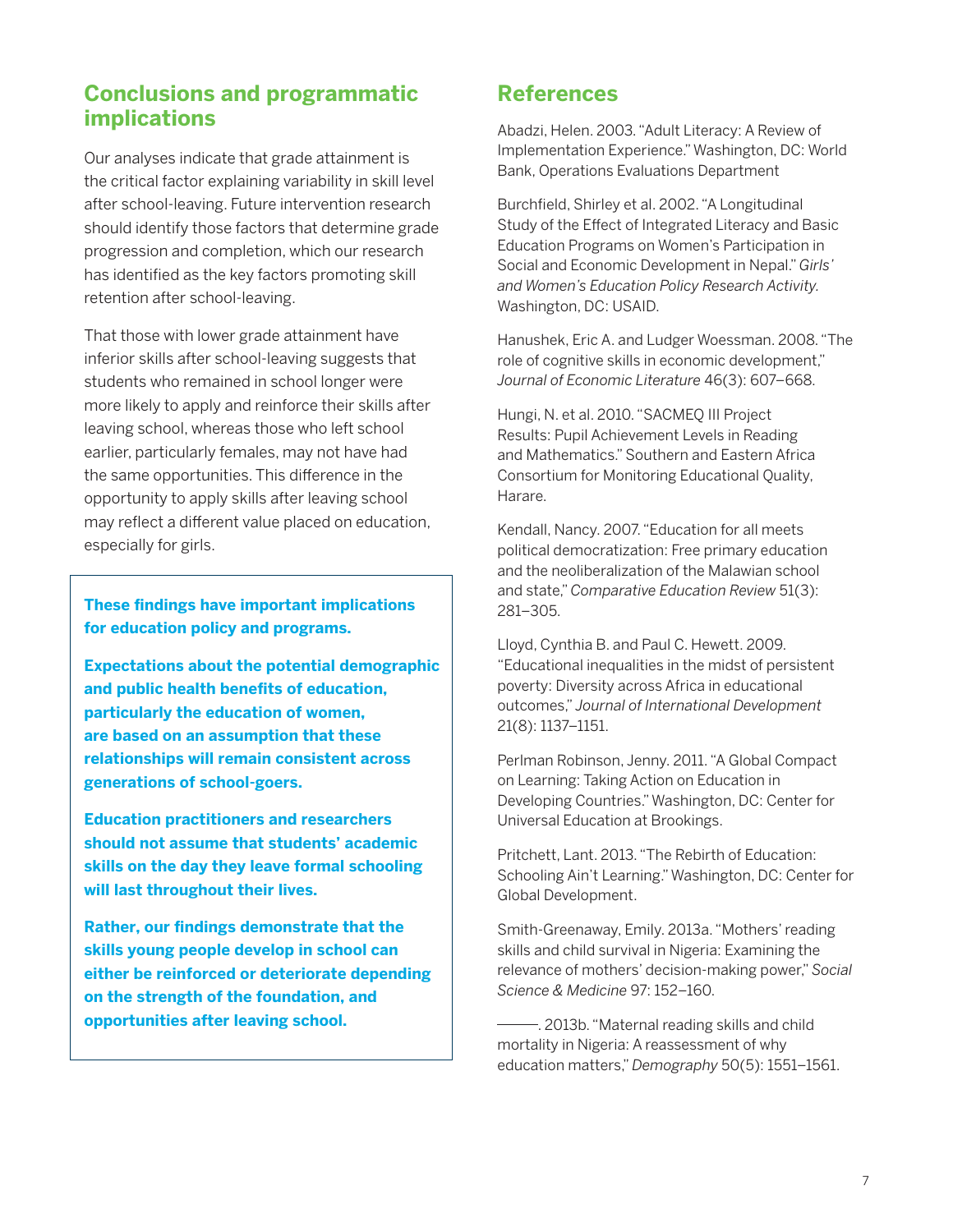## Conclusions and programmatic implications

Our analyses indicate that grade attainment is the critical factor explaining variability in skill level after school-leaving. Future intervention research should identify those factors that determine grade progression and completion, which our research has identified as the key factors promoting skill retention after school-leaving.

That those with lower grade attainment have inferior skills after school-leaving suggests that students who remained in school longer were more likely to apply and reinforce their skills after leaving school, whereas those who left school earlier, particularly females, may not have had the same opportunities. This difference in the opportunity to apply skills after leaving school may reflect a different value placed on education, especially for girls.

**These findings have important implications for education policy and programs.**

**Expectations about the potential demographic and public health benefits of education, particularly the education of women, are based on an assumption that these relationships will remain consistent across generations of school-goers.**

**Education practitioners and researchers should not assume that students' academic skills on the day they leave formal schooling will last throughout their lives.**

**Rather, our findings demonstrate that the skills young people develop in school can either be reinforced or deteriorate depending on the strength of the foundation, and opportunities after leaving school.**

## References

Abadzi, Helen. 2003. "Adult Literacy: A Review of Implementation Experience." Washington, DC: World Bank, Operations Evaluations Department

Burchfield, Shirley et al. 2002. "A Longitudinal Study of the Effect of Integrated Literacy and Basic Education Programs on Women's Participation in Social and Economic Development in Nepal." *Girls' and Women's Education Policy Research Activity.* Washington, DC: USAID.

Hanushek, Eric A. and Ludger Woessman. 2008. "The role of cognitive skills in economic development," *Journal of Economic Literature* 46(3): 607–668.

Hungi, N. et al. 2010. "SACMEQ III Project Results: Pupil Achievement Levels in Reading and Mathematics." Southern and Eastern Africa Consortium for Monitoring Educational Quality, Harare.

Kendall, Nancy. 2007. "Education for all meets political democratization: Free primary education and the neoliberalization of the Malawian school and state," *Comparative Education Review* 51(3): 281–305.

Lloyd, Cynthia B. and Paul C. Hewett. 2009. "Educational inequalities in the midst of persistent poverty: Diversity across Africa in educational outcomes," *Journal of International Development* 21(8): 1137–1151.

Perlman Robinson, Jenny. 2011. "A Global Compact on Learning: Taking Action on Education in Developing Countries." Washington, DC: Center for Universal Education at Brookings.

Pritchett, Lant. 2013. "The Rebirth of Education: Schooling Ain't Learning." Washington, DC: Center for Global Development.

Smith-Greenaway, Emily. 2013a. "Mothers' reading skills and child survival in Nigeria: Examining the relevance of mothers' decision-making power," *Social Science & Medicine* 97: 152–160.

———. 2013b. "Maternal reading skills and child mortality in Nigeria: A reassessment of why education matters," *Demography* 50(5): 1551–1561.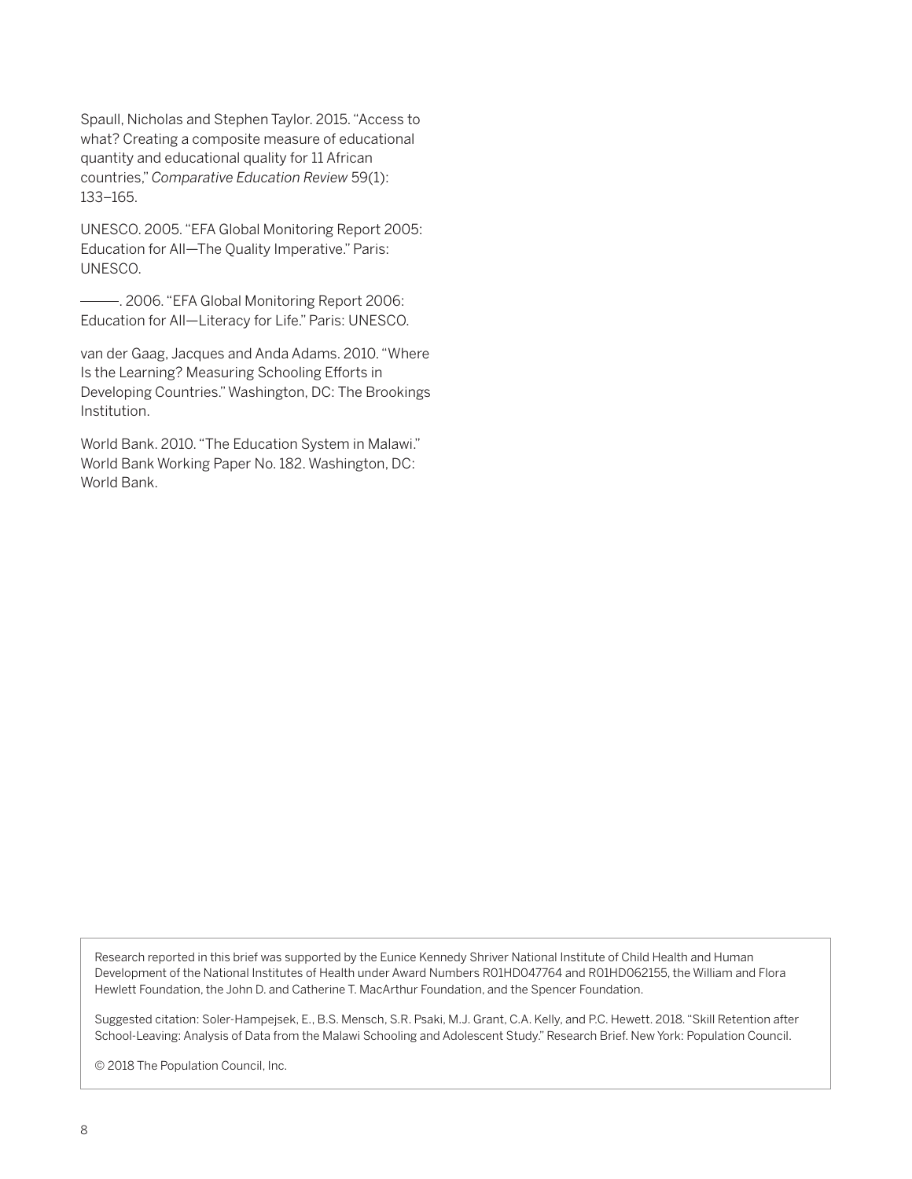Spaull, Nicholas and Stephen Taylor. 2015. "Access to what? Creating a composite measure of educational quantity and educational quality for 11 African countries," *Comparative Education Review* 59(1): 133–165.

UNESCO. 2005. "EFA Global Monitoring Report 2005: Education for All—The Quality Imperative." Paris: UNESCO.

———. 2006. "EFA Global Monitoring Report 2006: Education for All—Literacy for Life." Paris: UNESCO.

van der Gaag, Jacques and Anda Adams. 2010. "Where Is the Learning? Measuring Schooling Efforts in Developing Countries." Washington, DC: The Brookings Institution.

World Bank. 2010. "The Education System in Malawi." World Bank Working Paper No. 182. Washington, DC: World Bank.

Research reported in this brief was supported by the Eunice Kennedy Shriver National Institute of Child Health and Human Development of the National Institutes of Health under Award Numbers R01HD047764 and R01HD062155, the William and Flora Hewlett Foundation, the John D. and Catherine T. MacArthur Foundation, and the Spencer Foundation.

Suggested citation: Soler-Hampejsek, E., B.S. Mensch, S.R. Psaki, M.J. Grant, C.A. Kelly, and P.C. Hewett. 2018. "Skill Retention after School-Leaving: Analysis of Data from the Malawi Schooling and Adolescent Study." Research Brief. New York: Population Council.

© 2018 The Population Council, Inc.